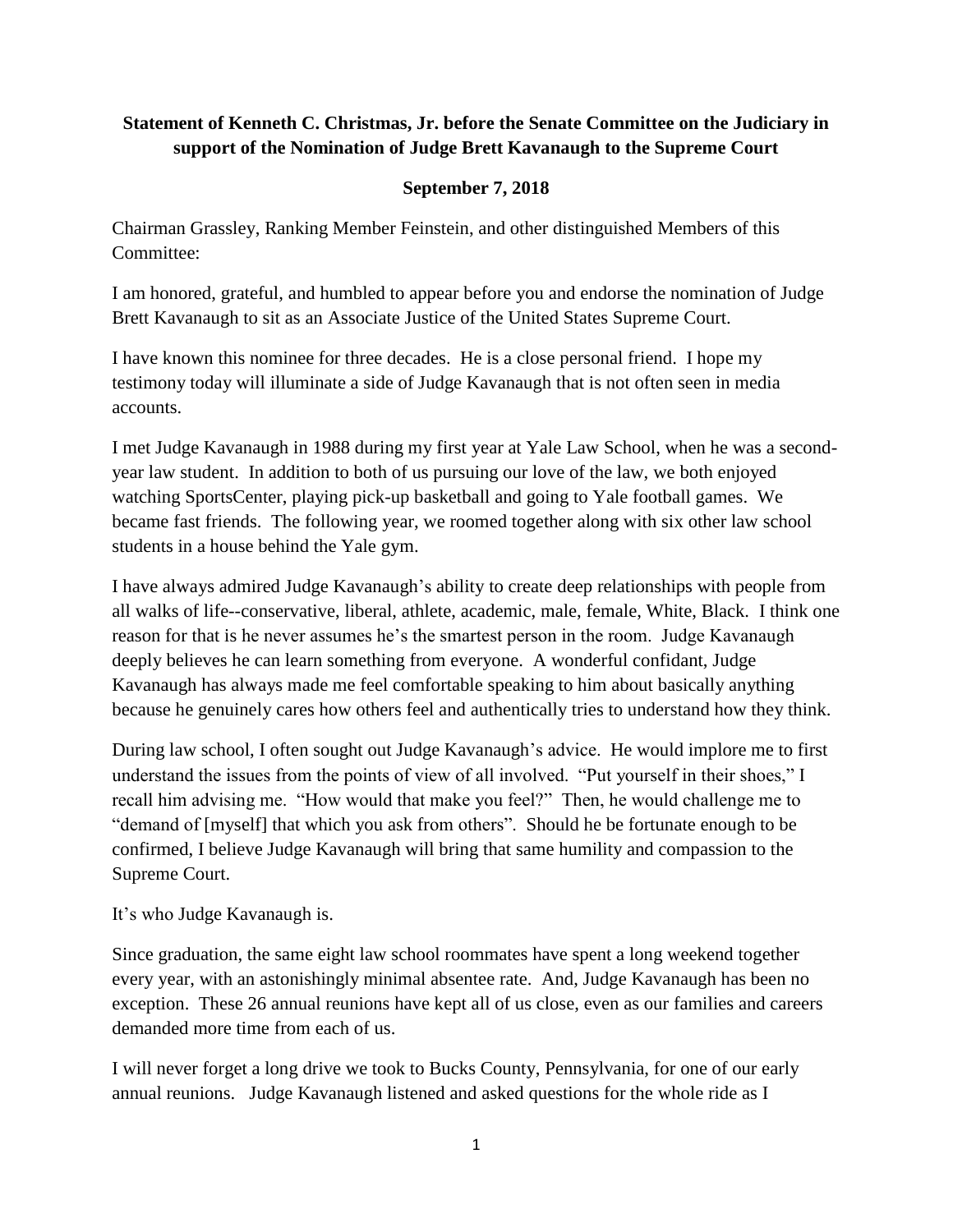**Statement of Kenneth C. Christmas, Jr. before the Senate Committee on the Judiciary in support of the Nomination of Judge Brett Kavanaugh to the Supreme Court**

**September 7, 2018**

Chairman Grassley, Ranking Member Feinstein, and other distinguished Members of this Committee:

I am honored, grateful, and humbled to appear before you and endorse the nomination of Judge Brett Kavanaugh to sit as an Associate Justice of the United States Supreme Court.

I have known this nominee for three decades. He is a close personal friend. I hope my testimony today will illuminate a side of Judge Kavanaugh that is not often seen in media accounts.

I met Judge Kavanaugh in 1988 during my first year at Yale Law School, when he was a second-year law student. In addition to both of us pursuing our love of the law, we both enjoyed watching SportsCenter, playing pick-up basketball and going to Yale football games. We became fast friends. The following year, we roomed together along with six other law school students in a house behind the Yale gym.

I have always admired Judge Kavanaugh's ability to create deep relationships with people from all walks of life--conservative, liberal, athlete, academic, male, female, White, Black. I think one reason for that is he never assumes he's the smartest person in the room. Judge Kavanaugh deeply believes he can learn something from everyone. A wonderful confidant, Judge Kavanaugh has always made me feel comfortable speaking to him about basically anything because he genuinely cares how others feel and authentically tries to understand how they think.

During law school, I often sought out Judge Kavanaugh's advice. He would implore me to first understand the issues from the points of view of all involved. "Put yourself in their shoes," I recall him advising me. "How would that make you feel?" Then, he would challenge me to "demand of [myself] that which you ask from others". Should he be fortunate enough to be confirmed, I believe Judge Kavanaugh will bring that same humility and compassion to the Supreme Court.

It's who Judge Kavanaugh is.

Since graduation, the same eight law school roommates have spent a long weekend together every year, with an astonishingly minimal absentee rate. And, Judge Kavanaugh has been no exception. These 26 annual reunions have kept all of us close, even as our families and careers demanded more time from each of us.

I will never forget a long drive we took to Bucks County, Pennsylvania, for one of our early annual reunions. Judge Kavanaugh listened and asked questions for the whole ride as I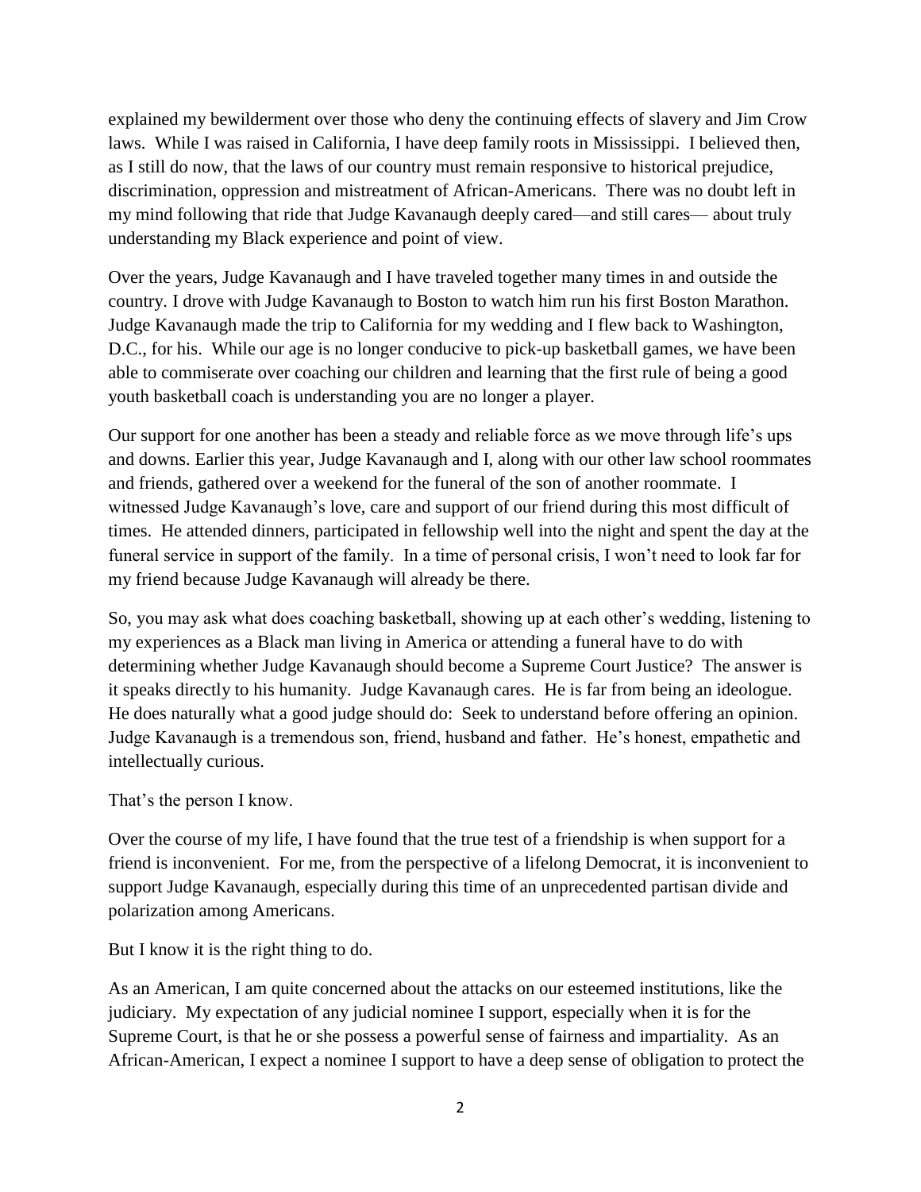explained my bewilderment over those who deny the continuing effects of slavery and Jim Crow laws. While I was raised in California, I have deep family roots in Mississippi. I believed then, as I still do now, that the laws of our country must remain responsive to historical prejudice, discrimination, oppression and mistreatment of African-Americans. There was no doubt left in my mind following that ride that Judge Kavanaugh deeply cared—and still cares— about truly understanding my Black experience and point of view.

Over the years, Judge Kavanaugh and I have traveled together many times in and outside the country. I drove with Judge Kavanaugh to Boston to watch him run his first Boston Marathon. Judge Kavanaugh made the trip to California for my wedding and I flew back to Washington, D.C., for his. While our age is no longer conducive to pick-up basketball games, we have been able to commiserate over coaching our children and learning that the first rule of being a good youth basketball coach is understanding you are no longer a player.

Our support for one another has been a steady and reliable force as we move through life's ups and downs. Earlier this year, Judge Kavanaugh and I, along with our other law school roommates and friends, gathered over a weekend for the funeral of the son of another roommate. I witnessed Judge Kavanaugh's love, care and support of our friend during this most difficult of times. He attended dinners, participated in fellowship well into the night and spent the day at the funeral service in support of the family. In a time of personal crisis, I won't need to look far for my friend because Judge Kavanaugh will already be there.

So, you may ask what does coaching basketball, showing up at each other's wedding, listening to my experiences as a Black man living in America or attending a funeral have to do with determining whether Judge Kavanaugh should become a Supreme Court Justice? The answer is it speaks directly to his humanity. Judge Kavanaugh cares. He is far from being an ideologue. He does naturally what a good judge should do: Seek to understand before offering an opinion. Judge Kavanaugh is a tremendous son, friend, husband and father. He's honest, empathetic and intellectually curious.

That's the person I know.

Over the course of my life, I have found that the true test of a friendship is when support for a friend is inconvenient. For me, from the perspective of a lifelong Democrat, it is inconvenient to support Judge Kavanaugh, especially during this time of an unprecedented partisan divide and polarization among Americans.

But I know it is the right thing to do.

As an American, I am quite concerned about the attacks on our esteemed institutions, like the judiciary. My expectation of any judicial nominee I support, especially when it is for the Supreme Court, is that he or she possess a powerful sense of fairness and impartiality. As an African-American, I expect a nominee I support to have a deep sense of obligation to protect the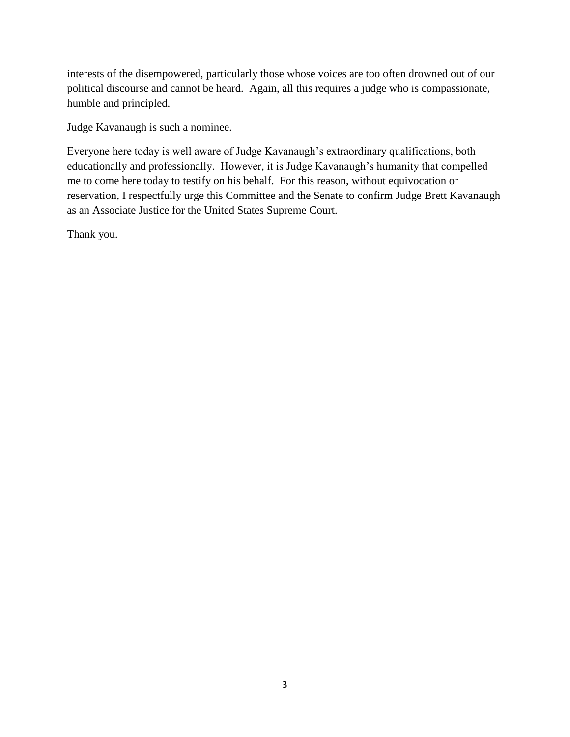interests of the disempowered, particularly those whose voices are too often drowned out of our political discourse and cannot be heard. Again, all this requires a judge who is compassionate, humble and principled.

Judge Kavanaugh is such a nominee.

Everyone here today is well aware of Judge Kavanaugh's extraordinary qualifications, both educationally and professionally. However, it is Judge Kavanaugh's humanity that compelled me to come here today to testify on his behalf. For this reason, without equivocation or reservation, I respectfully urge this Committee and the Senate to confirm Judge Brett Kavanaugh as an Associate Justice for the United States Supreme Court.

Thank you.